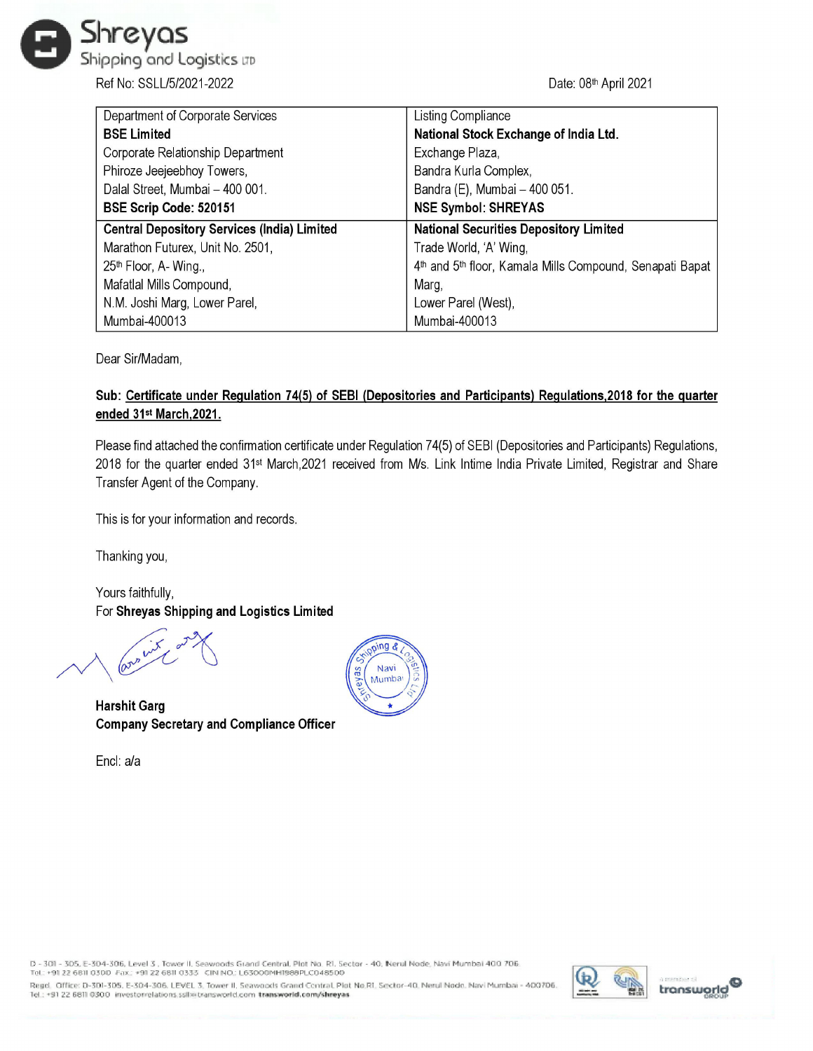**Shreyas**
Shipping and Logistics LTD

Ref No: SSLL/5/2021-2022

Date: 08th April 2021

| Department of Corporate Services<br>**BSE Limited**<br>Corporate Relationship Department<br>Phiroze Jeejeebhoy Towers,<br>Dalal Street, Mumbai – 400 001.<br>**BSE Scrip Code: 520151** | Listing Compliance<br>**National Stock Exchange of India Ltd.**<br>Exchange Plaza,<br>Bandra Kurla Complex,<br>Bandra (E), Mumbai – 400 051.<br>**NSE Symbol: SHREYAS** |
| --- | --- |
| **Central Depository Services (India) Limited**<br>Marathon Futurex, Unit No. 2501,<br>25th Floor, A- Wing.,<br>Mafatlal Mills Compound,<br>N.M. Joshi Marg, Lower Parel,<br>Mumbai-400013 | **National Securities Depository Limited**<br>Trade World, 'A' Wing,<br>4th and 5th floor, Kamala Mills Compound, Senapati Bapat Marg,<br>Lower Parel (West),<br>Mumbai-400013 |

Dear Sir/Madam,

**Sub: Certificate under Regulation 74(5) of SEBI (Depositories and Participants) Regulations,2018 for the quarter ended 31st March,2021.**

Please find attached the confirmation certificate under Regulation 74(5) of SEBI (Depositories and Participants) Regulations, 2018 for the quarter ended 31st March,2021 received from M/s. Link Intime India Private Limited, Registrar and Share Transfer Agent of the Company.

This is for your information and records.

Thanking you,

Yours faithfully,
For **Shreyas Shipping and Logistics Limited**

**Harshit Garg**
**Company Secretary and Compliance Officer**

Encl: a/a

D - 301 - 305, E-304-306, Level 3, Tower II, Seawoods Grand Central, Plot No. R1, Sector - 40, Nerul Node, Navi Mumbai 400 706.
Tel.: +91 22 6811 0300 Fax: +91 22 6811 0333 CIN NO.: L63000MH1988PLC048500
Regd. Office: D-301-305, E-304-306, LEVEL 3, Tower II, Seawoods Grand Central, Plot No.R1, Sector-40, Nerul Node, Navi Mumbai - 400706.
Tel.: +91 22 6811 0300 investorrelations.ssll@transworld.com transworld.com/shreyas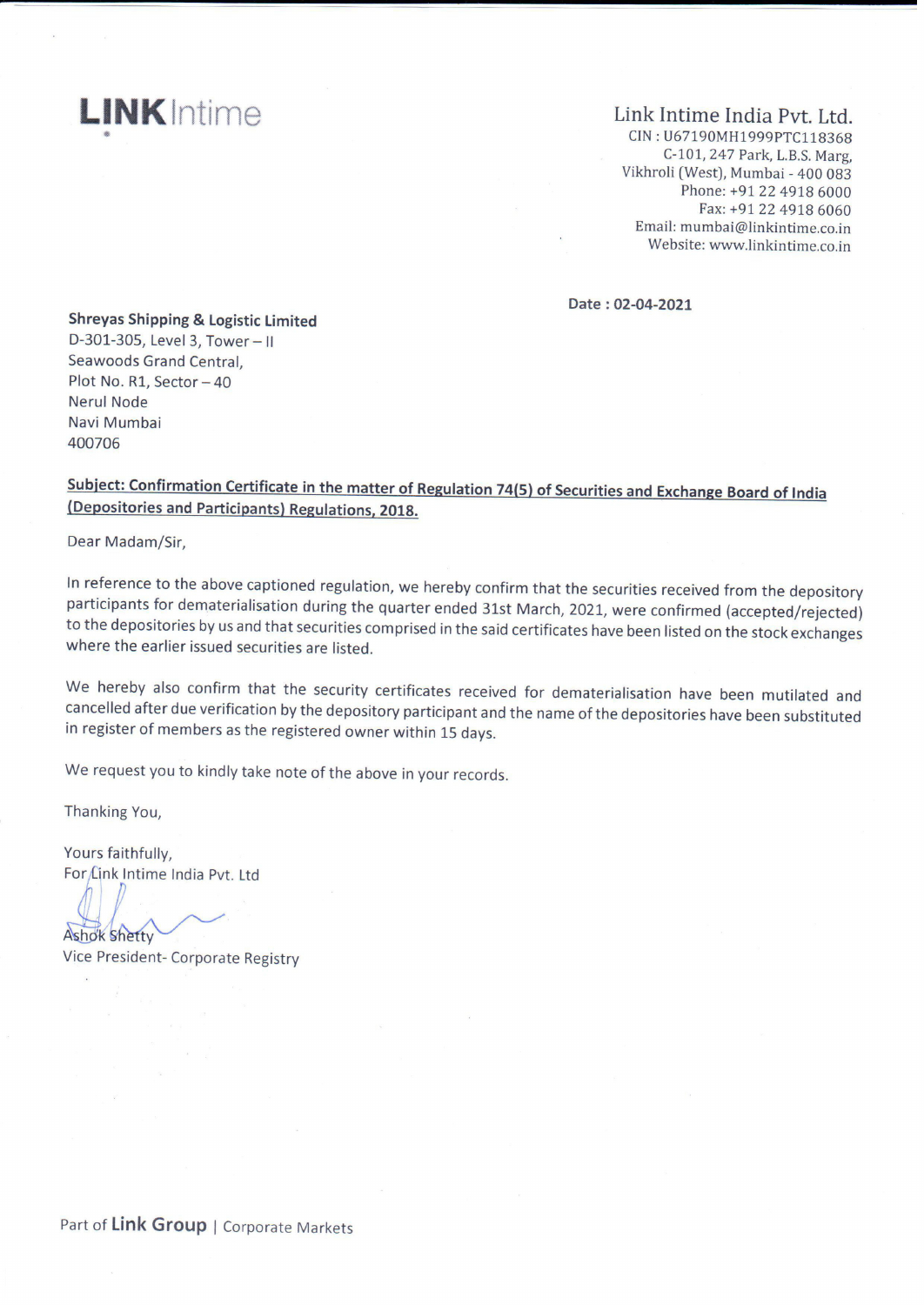**LINK** Intime

Link Intime India Pvt. Ltd.
CIN : U67190MH1999PTC118368
C-101, 247 Park, L.B.S. Marg,
Vikhroli (West), Mumbai - 400 083
Phone: +91 22 4918 6000
Fax: +91 22 4918 6060
Email: mumbai@linkintime.co.in
Website: www.linkintime.co.in

**Date : 02-04-2021**

**Shreyas Shipping & Logistic Limited**
D-301-305, Level 3, Tower – II
Seawoods Grand Central,
Plot No. R1, Sector – 40
Nerul Node
Navi Mumbai
400706

**Subject: Confirmation Certificate in the matter of Regulation 74(5) of Securities and Exchange Board of India (Depositories and Participants) Regulations, 2018.**

Dear Madam/Sir,

In reference to the above captioned regulation, we hereby confirm that the securities received from the depository participants for dematerialisation during the quarter ended 31st March, 2021, were confirmed (accepted/rejected) to the depositories by us and that securities comprised in the said certificates have been listed on the stock exchanges where the earlier issued securities are listed.

We hereby also confirm that the security certificates received for dematerialisation have been mutilated and cancelled after due verification by the depository participant and the name of the depositories have been substituted in register of members as the registered owner within 15 days.

We request you to kindly take note of the above in your records.

Thanking You,

Yours faithfully,
For Link Intime India Pvt. Ltd

Ashok Shetty
Vice President- Corporate Registry

Part of **Link Group** | Corporate Markets